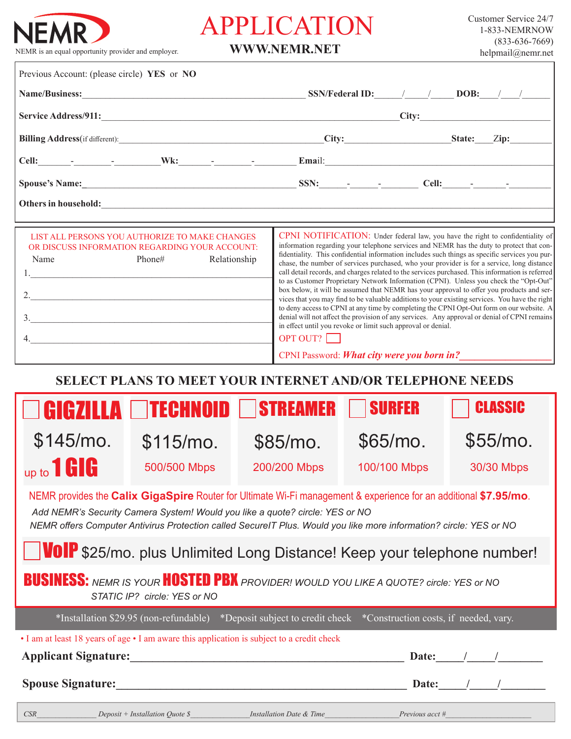NEMR

NEMR is an equal opportunity provider and employer.

# APPLICATION

**WWW.NEMR.NET**

Customer Service 24/7
1-833-NEMRNOW
(833-636-7669)
helpmail@nemr.net

Previous Account: (please circle) **YES** or **NO**

**Name/Business:**_______________________________ **SSN/Federal ID:**_____/_____/_____ **DOB:**____/____/______

**Service Address/911:**_______________________________ **City:**_______________________

**Billing Address**(if different):_______________________________ **City:**_______________ **State:**____ **Zip:**________

**Cell:**______-________-________ **Wk:**______-________-________ **Email:**_______________________________

**Spouse's Name:**_______________________________ **SSN:**_____-_____-_______ **Cell:**_____-______-________

**Others in household:**_______________________________________________________________

LIST ALL PERSONS YOU AUTHORIZE TO MAKE CHANGES OR DISCUSS INFORMATION REGARDING YOUR ACCOUNT:

| | Name | Phone# | Relationship |
|---|---|---|---|
| 1. | | | |
| 2. | | | |
| 3. | | | |
| 4. | | | |

CPNI NOTIFICATION: Under federal law, you have the right to confidentiality of information regarding your telephone services and NEMR has the duty to protect that confidentiality. This confidential information includes such things as specific services you purchase, the number of services purchased, who your provider is for a service, long distance call detail records, and charges related to the services purchased. This information is referred to as Customer Proprietary Network Information (CPNI). Unless you check the "Opt-Out" box below, it will be assumed that NEMR has your approval to offer you products and services that you may find to be valuable additions to your existing services. You have the right to deny access to CPNI at any time by completing the CPNI Opt-Out form on our website. A denial will not affect the provision of any services. Any approval or denial of CPNI remains in effect until you revoke or limit such approval or denial.

OPT OUT? ☐

CPNI Password: ***What city were you born in?***__________________

## SELECT PLANS TO MEET YOUR INTERNET AND/OR TELEPHONE NEEDS

| ☐ GIGZILLA | ☐ TECHNOID | ☐ STREAMER | ☐ SURFER | ☐ CLASSIC |
|---|---|---|---|---|
| $145/mo. | $115/mo. | $85/mo. | $65/mo. | $55/mo. |
| up to 1 GIG | 500/500 Mbps | 200/200 Mbps | 100/100 Mbps | 30/30 Mbps |

NEMR provides the **Calix GigaSpire** Router for Ultimate Wi-Fi management & experience for an additional **$7.95/mo**.

*Add NEMR's Security Camera System! Would you like a quote? circle: YES or NO*

*NEMR offers Computer Antivirus Protection called SecureIT Plus. Would you like more information? circle: YES or NO*

☐ **VoIP** $25/mo. plus Unlimited Long Distance! Keep your telephone number!

**BUSINESS:** *NEMR IS YOUR* **HOSTED PBX** *PROVIDER! WOULD YOU LIKE A QUOTE? circle: YES or NO*
*STATIC IP? circle: YES or NO*

*Installation $29.95 (non-refundable) *Deposit subject to credit check *Construction costs, if needed, vary.

• I am at least 18 years of age • I am aware this application is subject to a credit check

**Applicant Signature:**_______________________________ **Date:**____/____/_______

**Spouse Signature:**_______________________________ **Date:**____/____/_______

*CSR*______________ *Deposit + Installation Quote $*______________ *Installation Date & Time*______________ *Previous acct #*______________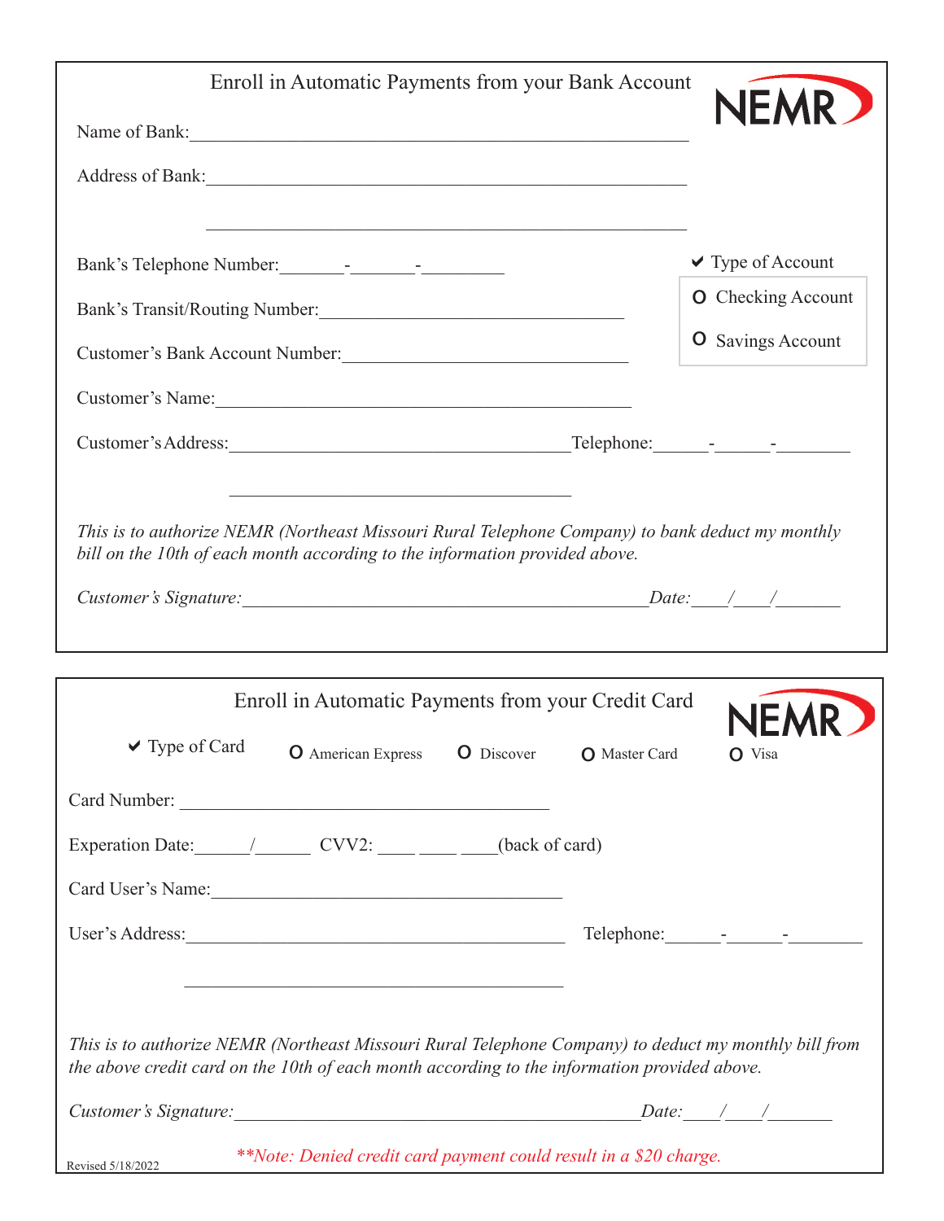## Enroll in Automatic Payments from your Bank Account

NEMR

Name of Bank:\_\_\_\_\_\_\_\_\_\_\_\_\_\_\_\_\_\_\_\_\_\_\_\_\_\_\_\_\_\_\_\_\_\_\_\_\_\_\_\_\_\_\_\_\_\_\_\_\_\_\_\_\_\_\_\_

Address of Bank:\_\_\_\_\_\_\_\_\_\_\_\_\_\_\_\_\_\_\_\_\_\_\_\_\_\_\_\_\_\_\_\_\_\_\_\_\_\_\_\_\_\_\_\_\_\_\_\_\_\_\_\_\_

\_\_\_\_\_\_\_\_\_\_\_\_\_\_\_\_\_\_\_\_\_\_\_\_\_\_\_\_\_\_\_\_\_\_\_\_\_\_\_\_\_\_\_\_\_\_\_\_\_\_\_\_\_

Bank's Telephone Number:\_\_\_\_\_\_\_-\_\_\_\_\_\_\_-\_\_\_\_\_\_\_\_\_

✔ Type of Account

- O Checking Account
- O Savings Account

Bank's Transit/Routing Number:\_\_\_\_\_\_\_\_\_\_\_\_\_\_\_\_\_\_\_\_\_\_\_\_\_\_\_\_\_\_\_\_\_\_

Customer's Bank Account Number:\_\_\_\_\_\_\_\_\_\_\_\_\_\_\_\_\_\_\_\_\_\_\_\_\_\_\_\_\_\_\_\_

Customer's Name:\_\_\_\_\_\_\_\_\_\_\_\_\_\_\_\_\_\_\_\_\_\_\_\_\_\_\_\_\_\_\_\_\_\_\_\_\_\_\_\_\_\_\_\_\_\_

Customer's Address:\_\_\_\_\_\_\_\_\_\_\_\_\_\_\_\_\_\_\_\_\_\_\_\_\_\_\_\_\_\_\_\_\_\_\_\_\_\_ Telephone:\_\_\_\_\_\_-\_\_\_\_\_\_-\_\_\_\_\_\_\_\_

\_\_\_\_\_\_\_\_\_\_\_\_\_\_\_\_\_\_\_\_\_\_\_\_\_\_\_\_\_\_\_\_\_\_\_\_\_\_

*This is to authorize NEMR (Northeast Missouri Rural Telephone Company) to bank deduct my monthly bill on the 10th of each month according to the information provided above.*

*Customer's Signature:*\_\_\_\_\_\_\_\_\_\_\_\_\_\_\_\_\_\_\_\_\_\_\_\_\_\_\_\_\_\_\_\_\_\_\_\_\_\_\_\_\_\_\_\_\_\_ *Date:*\_\_\_\_/\_\_\_\_/\_\_\_\_\_\_\_

## Enroll in Automatic Payments from your Credit Card

NEMR

✔ Type of Card &nbsp;&nbsp; O American Express &nbsp;&nbsp; O Discover &nbsp;&nbsp; O Master Card &nbsp;&nbsp; O Visa

Card Number: \_\_\_\_\_\_\_\_\_\_\_\_\_\_\_\_\_\_\_\_\_\_\_\_\_\_\_\_\_\_\_\_\_\_\_\_\_\_\_\_\_\_

Experation Date:\_\_\_\_\_\_/\_\_\_\_\_\_ CVV2: \_\_\_\_ \_\_\_\_ \_\_\_\_(back of card)

Card User's Name:\_\_\_\_\_\_\_\_\_\_\_\_\_\_\_\_\_\_\_\_\_\_\_\_\_\_\_\_\_\_\_\_\_\_\_\_\_\_\_\_\_

User's Address:\_\_\_\_\_\_\_\_\_\_\_\_\_\_\_\_\_\_\_\_\_\_\_\_\_\_\_\_\_\_\_\_\_\_\_\_\_\_\_\_\_\_\_\_ Telephone:\_\_\_\_\_\_-\_\_\_\_\_\_-\_\_\_\_\_\_\_\_

\_\_\_\_\_\_\_\_\_\_\_\_\_\_\_\_\_\_\_\_\_\_\_\_\_\_\_\_\_\_\_\_\_\_\_\_\_\_\_\_\_\_\_\_

*This is to authorize NEMR (Northeast Missouri Rural Telephone Company) to deduct my monthly bill from the above credit card on the 10th of each month according to the information provided above.*

*Customer's Signature:*\_\_\_\_\_\_\_\_\_\_\_\_\_\_\_\_\_\_\_\_\_\_\_\_\_\_\_\_\_\_\_\_\_\_\_\_\_\_\_\_\_\_\_\_\_\_\_\_ *Date:*\_\_\_\_/\_\_\_\_/\_\_\_\_\_\_\_

*\*\*Note: Denied credit card payment could result in a $20 charge.*

Revised 5/18/2022